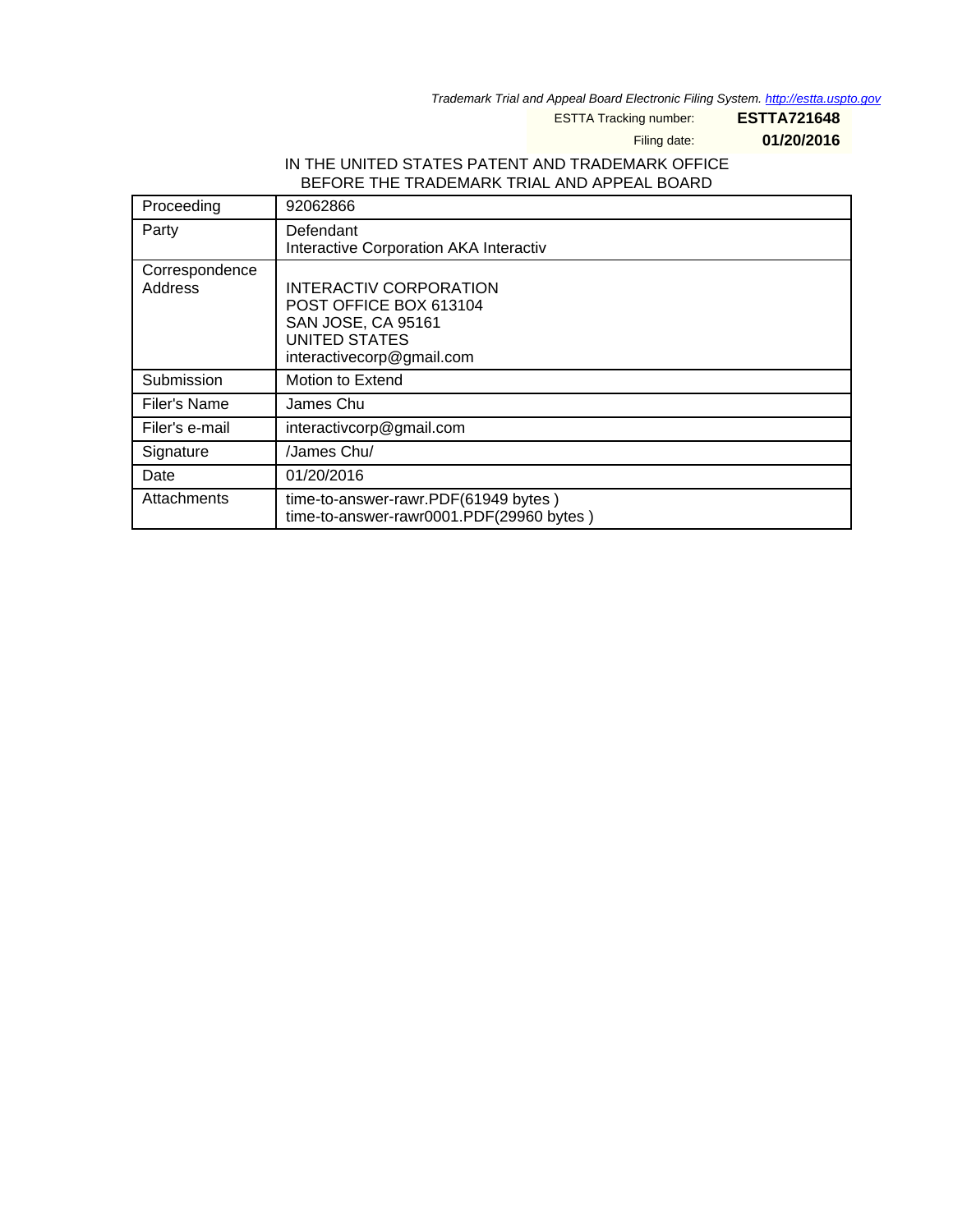Trademark Trial and Appeal Board Electronic Filing System. http://estta.uspto.gov

ESTTA Tracking number: **ESTTA721648**

Filing date: **01/20/2016**

IN THE UNITED STATES PATENT AND TRADEMARK OFFICE
BEFORE THE TRADEMARK TRIAL AND APPEAL BOARD

| Proceeding | 92062866 |
|---|---|
| Party | Defendant<br>Interactive Corporation AKA Interactiv |
| Correspondence Address | INTERACTIV CORPORATION<br>POST OFFICE BOX 613104<br>SAN JOSE, CA 95161<br>UNITED STATES<br>interactivecorp@gmail.com |
| Submission | Motion to Extend |
| Filer's Name | James Chu |
| Filer's e-mail | interactivcorp@gmail.com |
| Signature | /James Chu/ |
| Date | 01/20/2016 |
| Attachments | time-to-answer-rawr.PDF(61949 bytes )<br>time-to-answer-rawr0001.PDF(29960 bytes ) |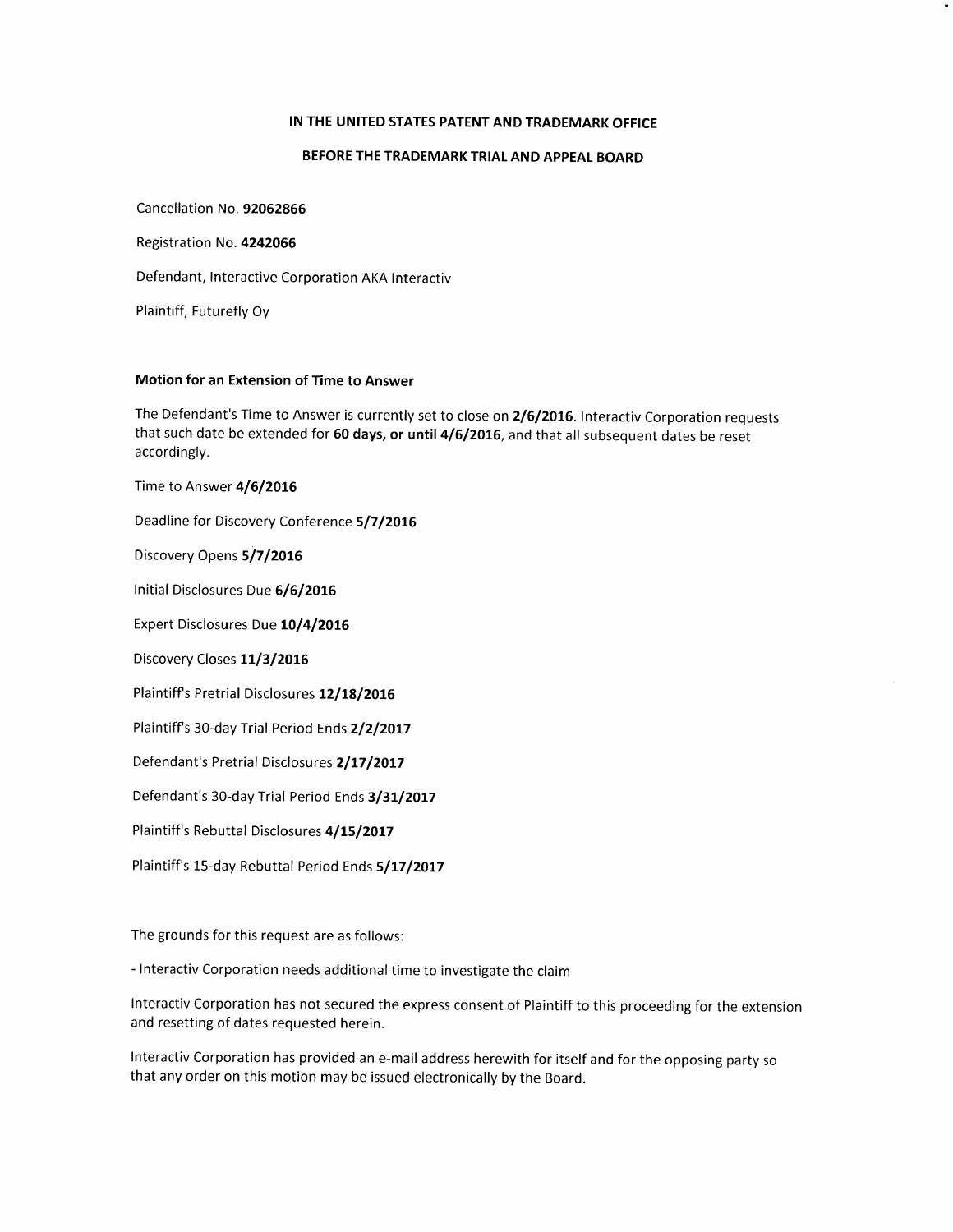## IN THE UNITED STATES PATENT AND TRADEMARK OFFICE

## BEFORE THE TRADEMARK TRIAL AND APPEAL BOARD

Cancellation No. **92062866**

Registration No. **4242066**

Defendant, Interactive Corporation AKA Interactiv

Plaintiff, Futurefly Oy

### Motion for an Extension of Time to Answer

The Defendant's Time to Answer is currently set to close on **2/6/2016**. Interactiv Corporation requests that such date be extended for **60 days, or until 4/6/2016**, and that all subsequent dates be reset accordingly.

Time to Answer **4/6/2016**

Deadline for Discovery Conference **5/7/2016**

Discovery Opens **5/7/2016**

Initial Disclosures Due **6/6/2016**

Expert Disclosures Due **10/4/2016**

Discovery Closes **11/3/2016**

Plaintiff's Pretrial Disclosures **12/18/2016**

Plaintiff's 30-day Trial Period Ends **2/2/2017**

Defendant's Pretrial Disclosures **2/17/2017**

Defendant's 30-day Trial Period Ends **3/31/2017**

Plaintiff's Rebuttal Disclosures **4/15/2017**

Plaintiff's 15-day Rebuttal Period Ends **5/17/2017**

The grounds for this request are as follows:

- Interactiv Corporation needs additional time to investigate the claim

Interactiv Corporation has not secured the express consent of Plaintiff to this proceeding for the extension and resetting of dates requested herein.

Interactiv Corporation has provided an e-mail address herewith for itself and for the opposing party so that any order on this motion may be issued electronically by the Board.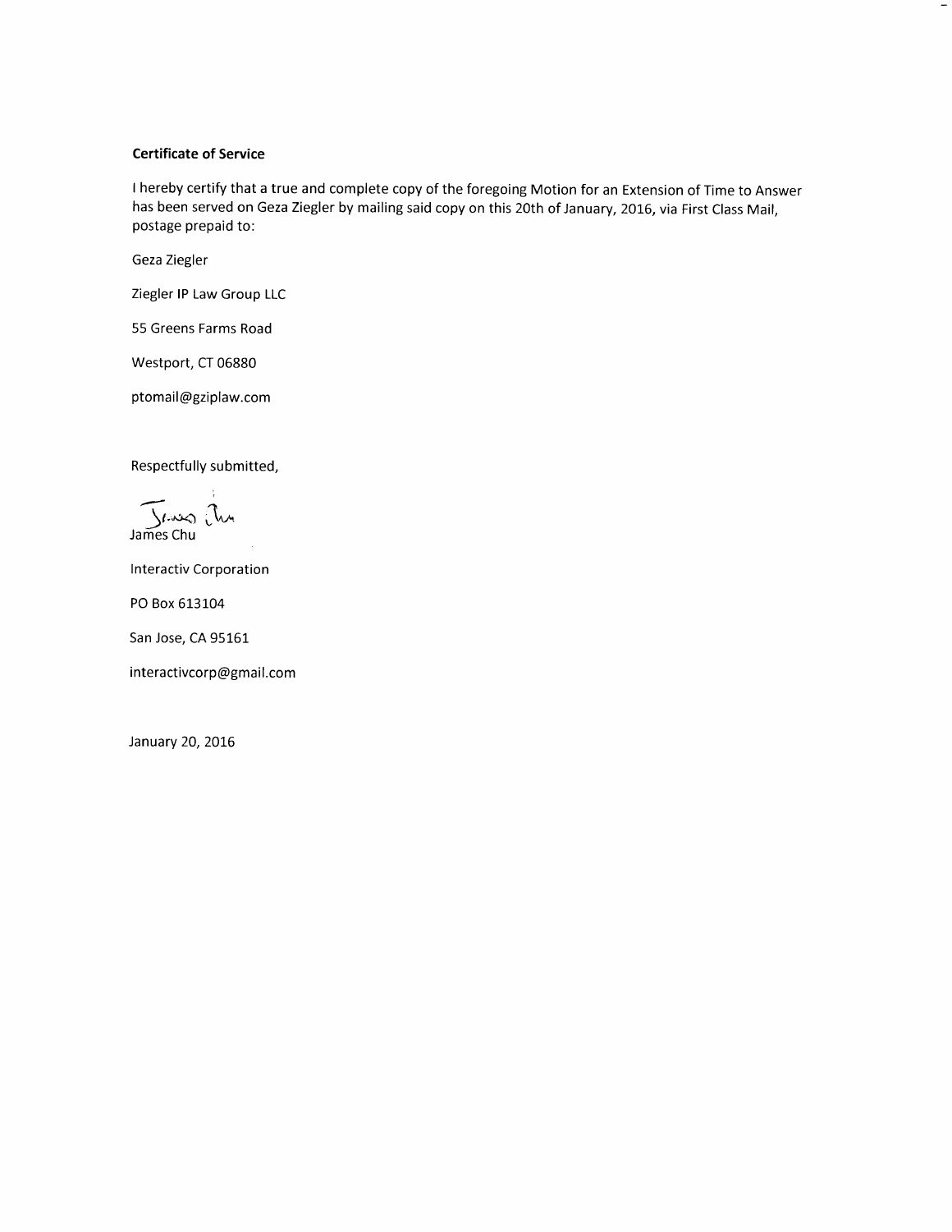**Certificate of Service**

I hereby certify that a true and complete copy of the foregoing Motion for an Extension of Time to Answer has been served on Geza Ziegler by mailing said copy on this 20th of January, 2016, via First Class Mail, postage prepaid to:

Geza Ziegler

Ziegler IP Law Group LLC

55 Greens Farms Road

Westport, CT 06880

ptomail@gziplaw.com

Respectfully submitted,

James Chu

Interactiv Corporation

PO Box 613104

San Jose, CA 95161

interactivcorp@gmail.com

January 20, 2016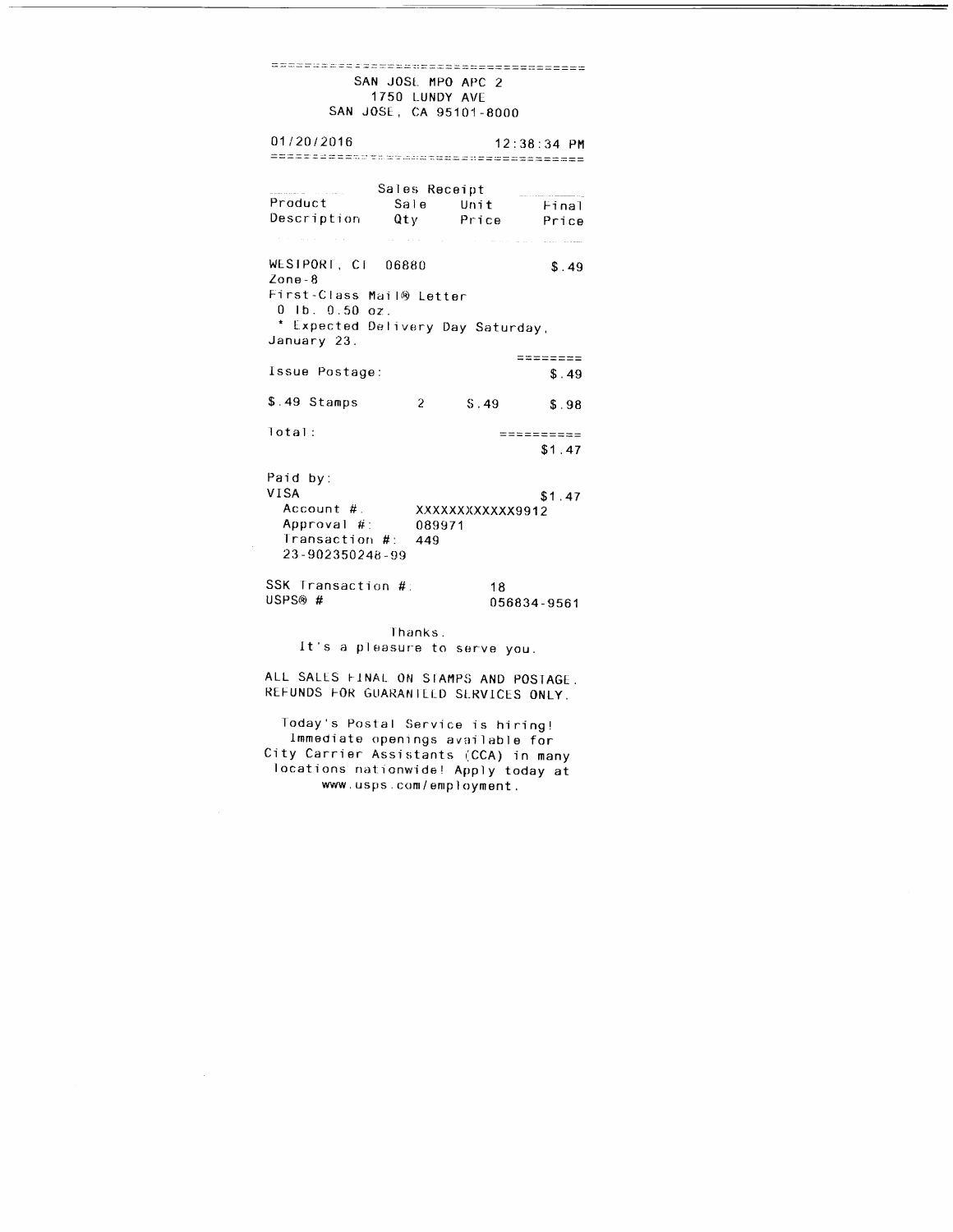SAN JOSE MPO APC 2
1750 LUNDY AVE
SAN JOSE, CA 95101-8000

01/20/2016 12:38:34 PM

Sales Receipt

| Product Description | Sale Qty | Unit Price | Final Price |
|---|---|---|---|
| WESTPORT, CT 06880 | | | $.49 |
| Zone-8 | | | |
| First-Class Mail® Letter | | | |
| 0 lb. 0.50 oz. | | | |
| * Expected Delivery Day Saturday, January 23. | | | |
| Issue Postage: | | | $.49 |
| $.49 Stamps | 2 | $.49 | $.98 |
| Total: | | | $1.47 |

Paid by:
VISA $1.47
Account #: XXXXXXXXXXXX9912
Approval #: 089971
Transaction #: 449
23-902350248-99

SSK Transaction #: 18
USPS® # 056834-9561

Thanks.
It's a pleasure to serve you.

ALL SALES FINAL ON STAMPS AND POSTAGE.
REFUNDS FOR GUARANTEED SERVICES ONLY.

Today's Postal Service is hiring!
Immediate openings available for
City Carrier Assistants (CCA) in many
locations nationwide! Apply today at
www.usps.com/employment.